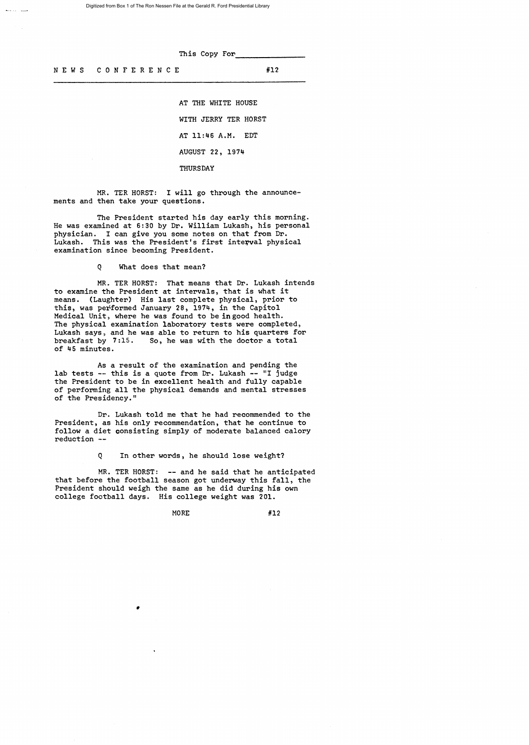This Copy For_______________

NEWS CONFERENCE #12

AT THE WHITE HOUSE

WITH JERRY TER HORST

AT 11:46 A.M. EDT

AUGUST 22, 1974

THURSDAY

MR. TER HORST: I will go through the announcements and then take your questions.

The President started his day early this morning. He was examined at 6:30 by Dr. William Lukash, his personal physician. I can give you some notes on that from Dr. Lukash. This was the President's first interval physical examination since becoming President.

Q What does that mean?

MR. TER HORST: That means that Dr. Lukash intends to examine the President at intervals, that is what it means. (Laughter) His last complete physical, prior to this, was performed January 28, 1974, in the Capitol Medical Unit, where he was found to be in good health. The physical examination laboratory tests were completed, Lukash says, and he was able to return to his quarters for breakfast by 7:15. So, he was with the doctor a total of 45 minutes.

As a result of the examination and pending the lab tests -- this is a quote from Dr. Lukash -- "I judge the President to be in excellent health and fully capable of performing all the physical demands and mental stresses of the Presidency."

Dr. Lukash told me that he had recommended to the President, as his only recommendation, that he continue to follow a diet consisting simply of moderate balanced calory reduction --

Q In other words, he should lose weight?

MR. TER HORST: -- and he said that he anticipated that before the football season got underway this fall, the President should weigh the same as he did during his own college football days. His college weight was 201.

MORE #12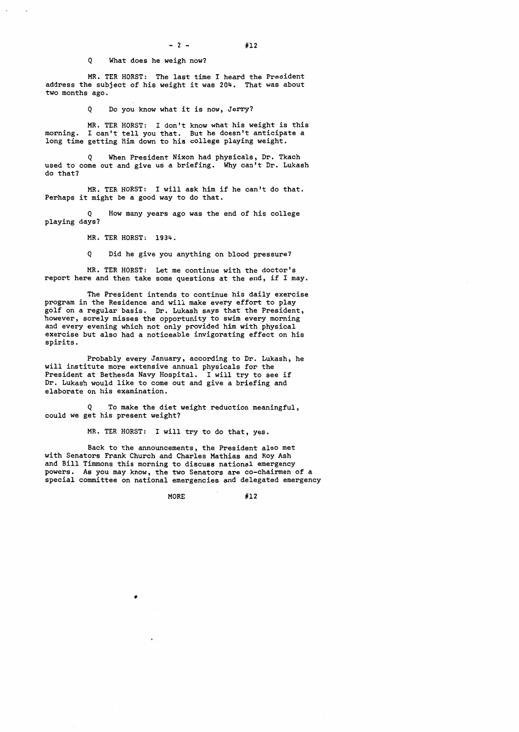Q What does he weigh now?

MR. TER HORST: The last time I heard the President address the subject of his weight it was 204. That was about two months ago.

Q Do you know what it is now, Jerry?

MR. TER HORST: I don't know what his weight is this morning. I can't tell you that. But he doesn't anticipate a long time getting him down to his college playing weight.

Q When President Nixon had physicals, Dr. Tkach used to come out and give us a briefing. Why can't Dr. Lukash do that?

MR. TER HORST: I will ask him if he can't do that. Perhaps it might be a good way to do that.

Q How many years ago was the end of his college playing days?

MR. TER HORST: 1934.

Q Did he give you anything on blood pressure?

MR. TER HORST: Let me continue with the doctor's report here and then take some questions at the end, if I may.

The President intends to continue his daily exercise program in the Residence and will make every effort to play golf on a regular basis. Dr. Lukash says that the President, however, sorely misses the opportunity to swim every morning and every evening which not only provided him with physical exercise but also had a noticeable invigorating effect on his spirits.

Probably every January, according to Dr. Lukash, he will institute more extensive annual physicals for the President at Bethesda Navy Hospital. I will try to see if Dr. Lukash would like to come out and give a briefing and elaborate on his examination.

Q To make the diet weight reduction meaningful, could we get his present weight?

MR. TER HORST: I will try to do that, yes.

Back to the announcements, the President also met with Senators Frank Church and Charles Mathias and Roy Ash and Bill Timmons this morning to discuss national emergency powers. As you may know, the two Senators are co-chairmen of a special committee on national emergencies and delegated emergency

MORE #12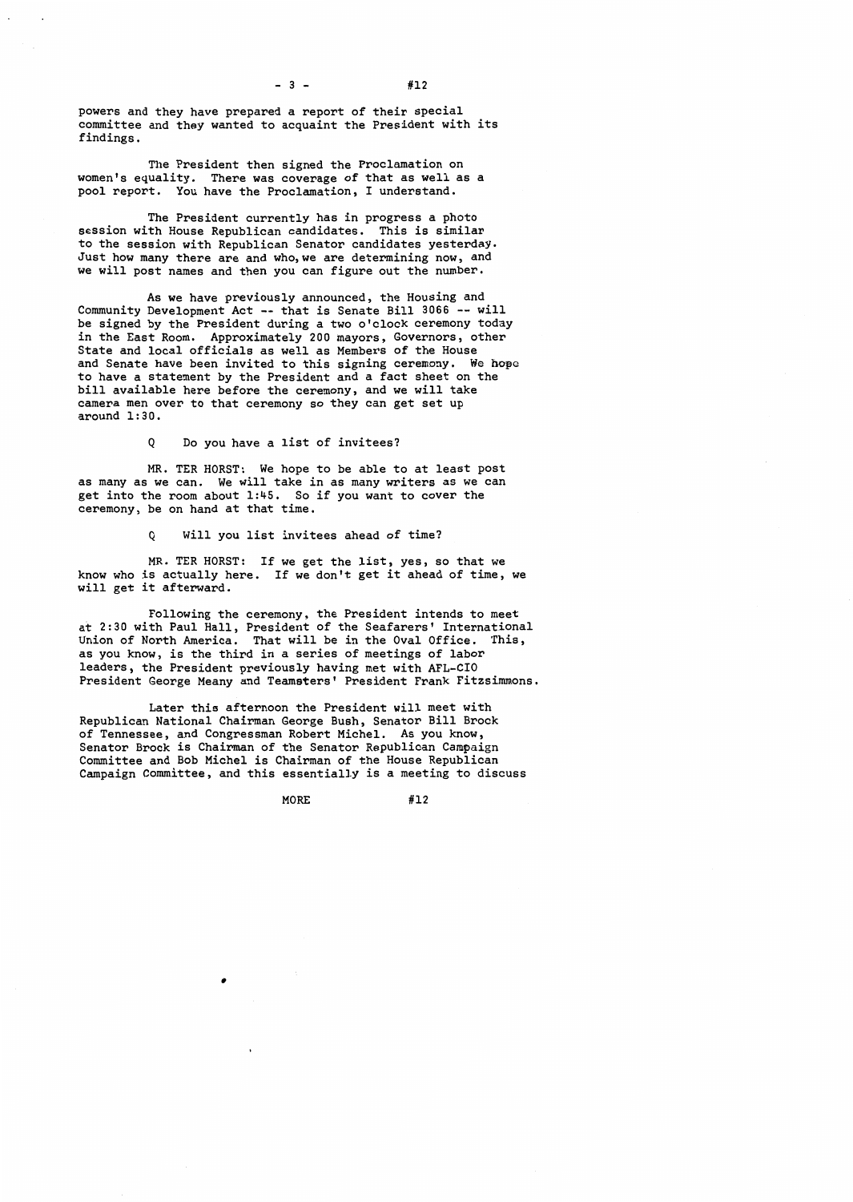powers and they have prepared a report of their special committee and they wanted to acquaint the President with its findings.

The President then signed the Proclamation on women's equality. There was coverage of that as well as a pool report. You have the Proclamation, I understand.

The President currently has in progress a photo session with House Republican candidates. This is similar to the session with Republican Senator candidates yesterday. Just how many there are and who, we are determining now, and we will post names and then you can figure out the number.

As we have previously announced, the Housing and Community Development Act -- that is Senate Bill 3066 -- will be signed by the President during a two o'clock ceremony today in the East Room. Approximately 200 mayors, Governors, other State and local officials as well as Members of the House and Senate have been invited to this signing ceremony. We hope to have a statement by the President and a fact sheet on the bill available here before the ceremony, and we will take camera men over to that ceremony so they can get set up around 1:30.

Q Do you have a list of invitees?

MR. TER HORST: We hope to be able to at least post as many as we can. We will take in as many writers as we can get into the room about 1:45. So if you want to cover the ceremony, be on hand at that time.

Q Will you list invitees ahead of time?

MR. TER HORST: If we get the list, yes, so that we know who is actually here. If we don't get it ahead of time, we will get it afterward.

Following the ceremony, the President intends to meet at 2:30 with Paul Hall, President of the Seafarers' International Union of North America. That will be in the Oval Office. This, as you know, is the third in a series of meetings of labor leaders, the President previously having met with AFL-CIO President George Meany and Teamsters' President Frank Fitzsimmons.

Later this afternoon the President will meet with Republican National Chairman George Bush, Senator Bill Brock of Tennessee, and Congressman Robert Michel. As you know, Senator Brock is Chairman of the Senator Republican Campaign Committee and Bob Michel is Chairman of the House Republican Campaign Committee, and this essentially is a meeting to discuss

MORE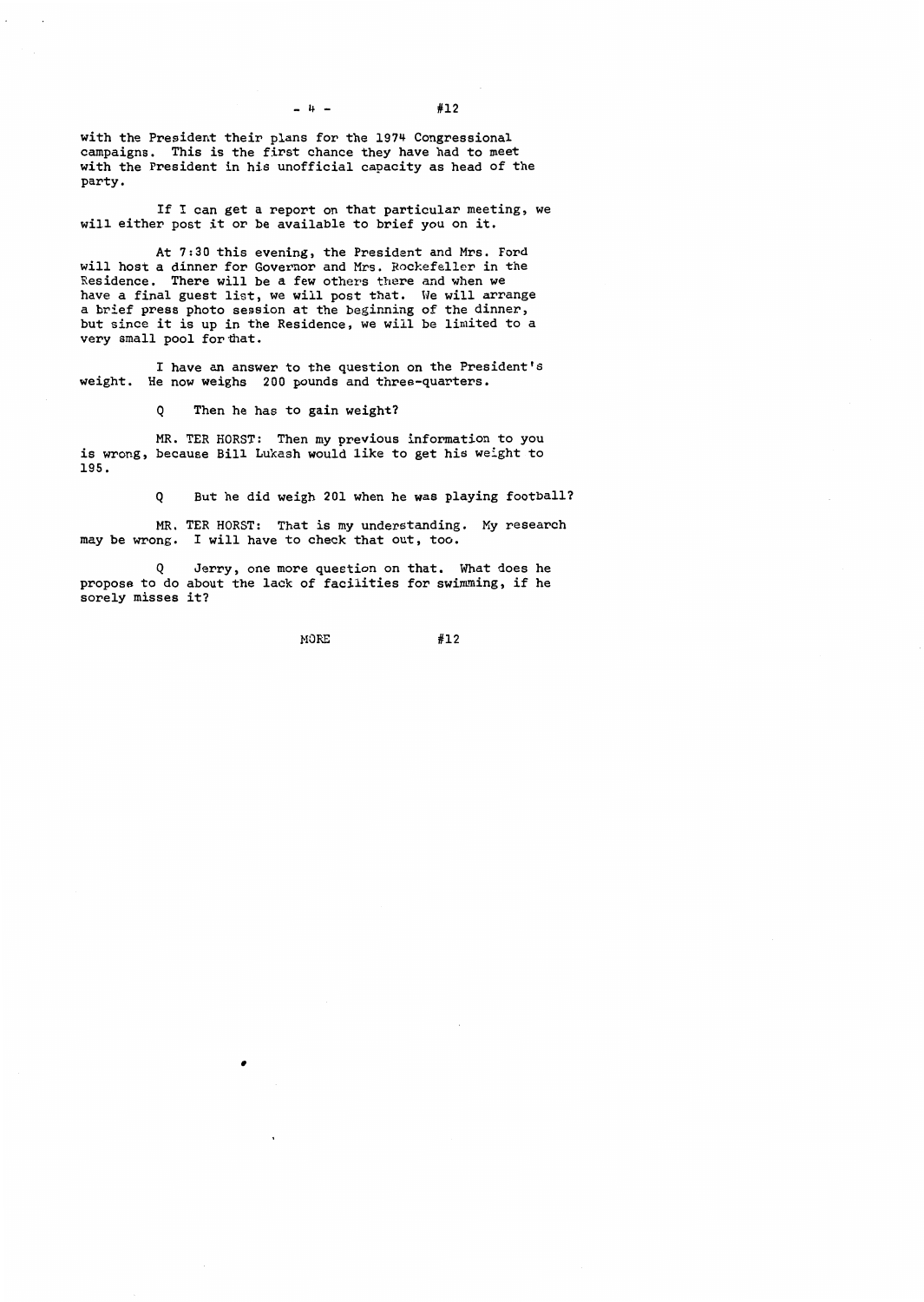with the President their plans for the 1974 Congressional campaigns. This is the first chance they have had to meet with the President in his unofficial capacity as head of the party.

If I can get a report on that particular meeting, we will either post it or be available to brief you on it.

At 7:30 this evening, the President and Mrs. Ford will host a dinner for Governor and Mrs. Rockefeller in the Residence. There will be a few others there and when we have a final guest list, we will post that. We will arrange a brief press photo session at the beginning of the dinner, but since it is up in the Residence, we will be limited to a very small pool for that.

I have an answer to the question on the President's weight. He now weighs 200 pounds and three-quarters.

Q Then he has to gain weight?

MR. TER HORST: Then my previous information to you is wrong, because Bill Lukash would like to get his weight to 195.

Q But he did weigh 201 when he was playing football?

MR. TER HORST: That is my understanding. My research may be wrong. I will have to check that out, too.

Q Jerry, one more question on that. What does he propose to do about the lack of facilities for swimming, if he sorely misses it?

MORE #12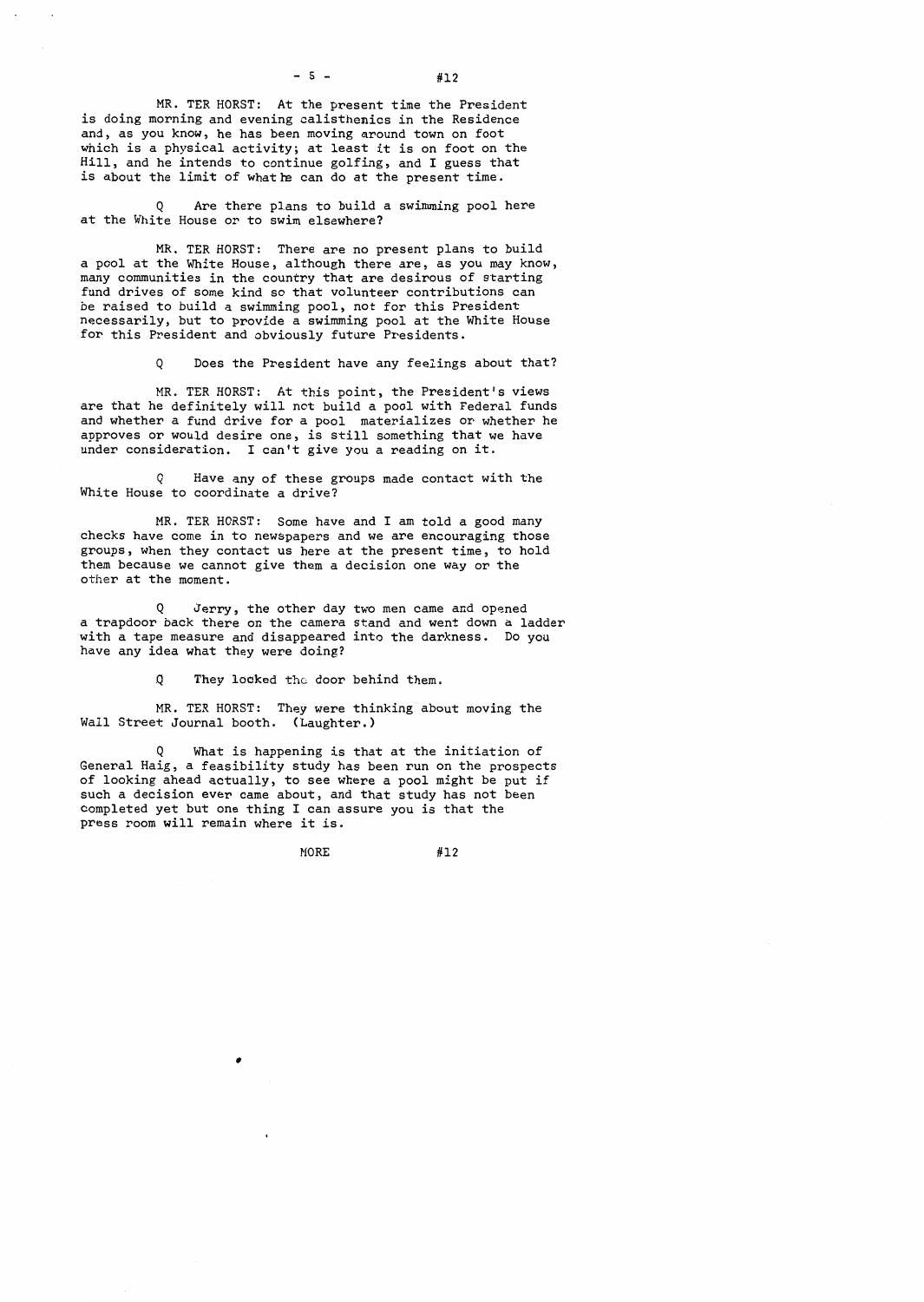MR. TER HORST: At the present time the President is doing morning and evening calisthenics in the Residence and, as you know, he has been moving around town on foot which is a physical activity; at least it is on foot on the Hill, and he intends to continue golfing, and I guess that is about the limit of what he can do at the present time.

Q Are there plans to build a swimming pool here at the White House or to swim elsewhere?

MR. TER HORST: There are no present plans to build a pool at the White House, although there are, as you may know, many communities in the country that are desirous of starting fund drives of some kind so that volunteer contributions can be raised to build a swimming pool, not for this President necessarily, but to provide a swimming pool at the White House for this President and obviously future Presidents.

Q Does the President have any feelings about that?

MR. TER HORST: At this point, the President's views are that he definitely will not build a pool with Federal funds and whether a fund drive for a pool materializes or whether he approves or would desire one, is still something that we have under consideration. I can't give you a reading on it.

Q Have any of these groups made contact with the White House to coordinate a drive?

MR. TER HORST: Some have and I am told a good many checks have come in to newspapers and we are encouraging those groups, when they contact us here at the present time, to hold them because we cannot give them a decision one way or the other at the moment.

Q Jerry, the other day two men came and opened a trapdoor back there on the camera stand and went down a ladder with a tape measure and disappeared into the darkness. Do you have any idea what they were doing?

Q They locked the door behind them.

MR. TER HORST: They were thinking about moving the Wall Street Journal booth. (Laughter.)

Q What is happening is that at the initiation of General Haig, a feasibility study has been run on the prospects of looking ahead actually, to see where a pool might be put if such a decision ever came about, and that study has not been completed yet but one thing I can assure you is that the press room will remain where it is.

MORE #12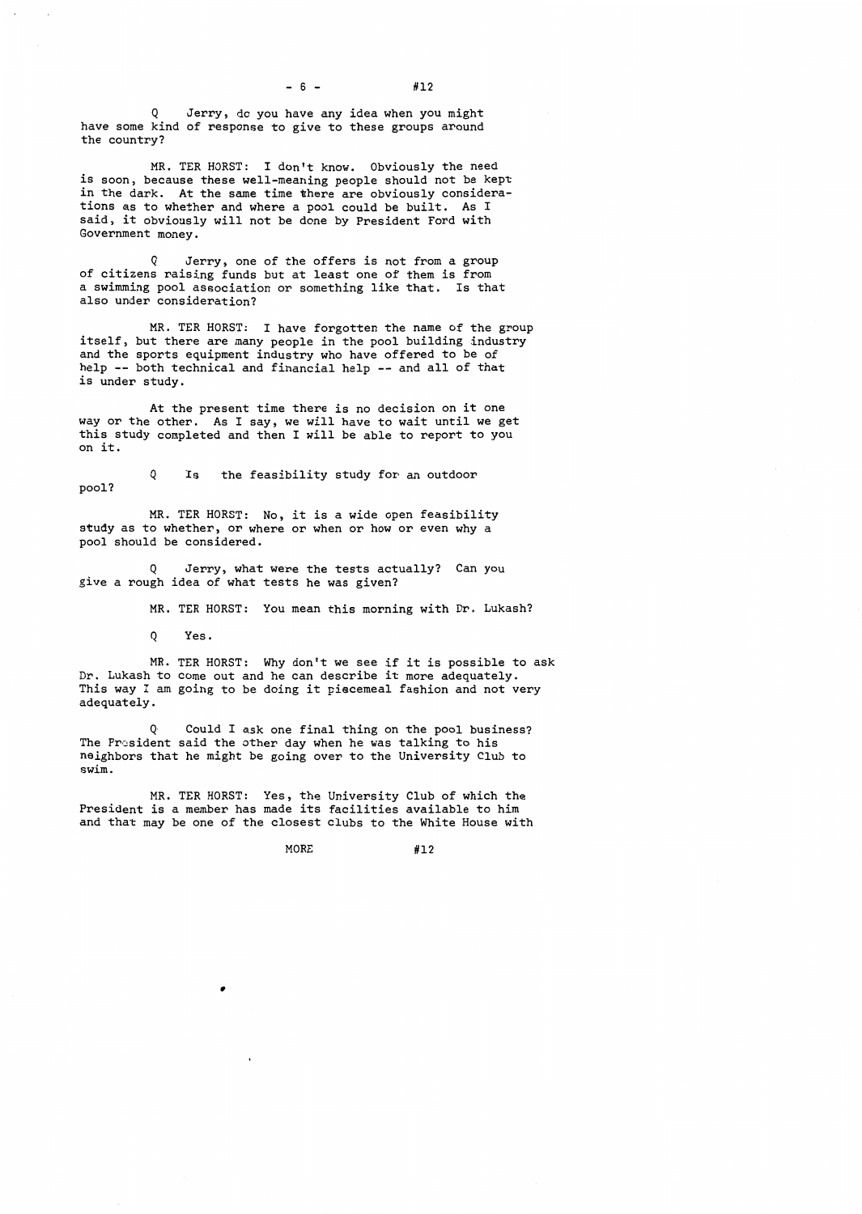Q Jerry, do you have any idea when you might have some kind of response to give to these groups around the country?

MR. TER HORST: I don't know. Obviously the need is soon, because these well-meaning people should not be kept in the dark. At the same time there are obviously considerations as to whether and where a pool could be built. As I said, it obviously will not be done by President Ford with Government money.

Q Jerry, one of the offers is not from a group of citizens raising funds but at least one of them is from a swimming pool association or something like that. Is that also under consideration?

MR. TER HORST: I have forgotten the name of the group itself, but there are many people in the pool building industry and the sports equipment industry who have offered to be of help -- both technical and financial help -- and all of that is under study.

At the present time there is no decision on it one way or the other. As I say, we will have to wait until we get this study completed and then I will be able to report to you on it.

Q Is the feasibility study for an outdoor pool?

MR. TER HORST: No, it is a wide open feasibility study as to whether, or where or when or how or even why a pool should be considered.

Q Jerry, what were the tests actually? Can you give a rough idea of what tests he was given?

MR. TER HORST: You mean this morning with Dr. Lukash?

Q Yes.

MR. TER HORST: Why don't we see if it is possible to ask Dr. Lukash to come out and he can describe it more adequately. This way I am going to be doing it piecemeal fashion and not very adequately.

Q Could I ask one final thing on the pool business? The President said the other day when he was talking to his neighbors that he might be going over to the University Club to swim.

MR. TER HORST: Yes, the University Club of which the President is a member has made its facilities available to him and that may be one of the closest clubs to the White House with

MORE #12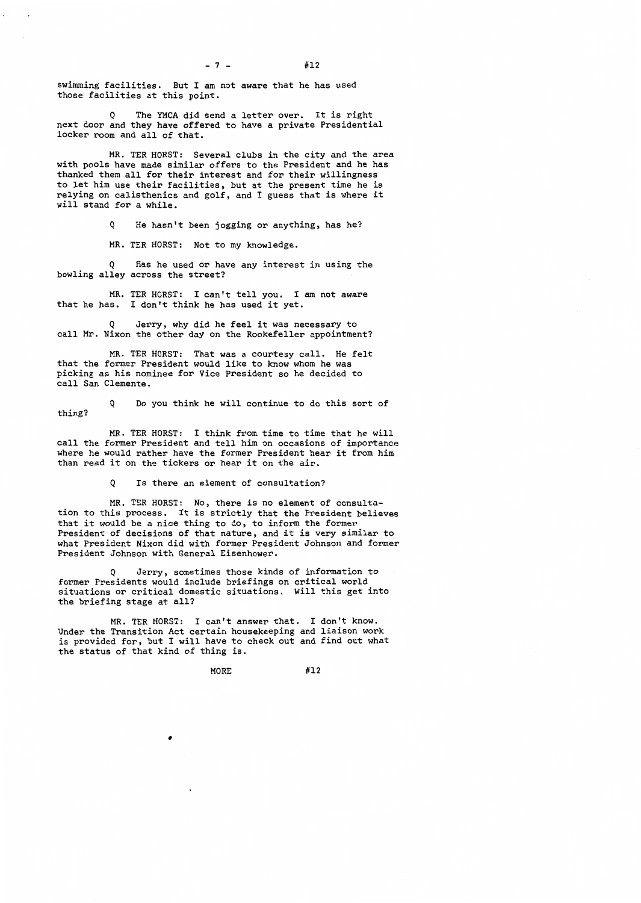swimming facilities. But I am not aware that he has used those facilities at this point.

Q The YMCA did send a letter over. It is right next door and they have offered to have a private Presidential locker room and all of that.

MR. TER HORST: Several clubs in the city and the area with pools have made similar offers to the President and he has thanked them all for their interest and for their willingness to let him use their facilities, but at the present time he is relying on calisthenics and golf, and I guess that is where it will stand for a while.

Q He hasn't been jogging or anything, has he?

MR. TER HORST: Not to my knowledge.

Q Has he used or have any interest in using the bowling alley across the street?

MR. TER HORST: I can't tell you. I am not aware that he has. I don't think he has used it yet.

Q Jerry, why did he feel it was necessary to call Mr. Nixon the other day on the Rockefeller appointment?

MR. TER HORST: That was a courtesy call. He felt that the former President would like to know whom he was picking as his nominee for Vice President so he decided to call San Clemente.

Q Do you think he will continue to do this sort of thing?

MR. TER HORST: I think from time to time that he will call the former President and tell him on occasions of importance where he would rather have the former President hear it from him than read it on the tickers or hear it on the air.

Q Is there an element of consultation?

MR. TER HORST: No, there is no element of consultation to this process. It is strictly that the President believes that it would be a nice thing to do, to inform the former President of decisions of that nature, and it is very similar to what President Nixon did with former President Johnson and former President Johnson with General Eisenhower.

Q Jerry, sometimes those kinds of information to former Presidents would include briefings on critical world situations or critical domestic situations. Will this get into the briefing stage at all?

MR. TER HORST: I can't answer that. I don't know. Under the Transition Act certain housekeeping and liaison work is provided for, but I will have to check out and find out what the status of that kind of thing is.

MORE #12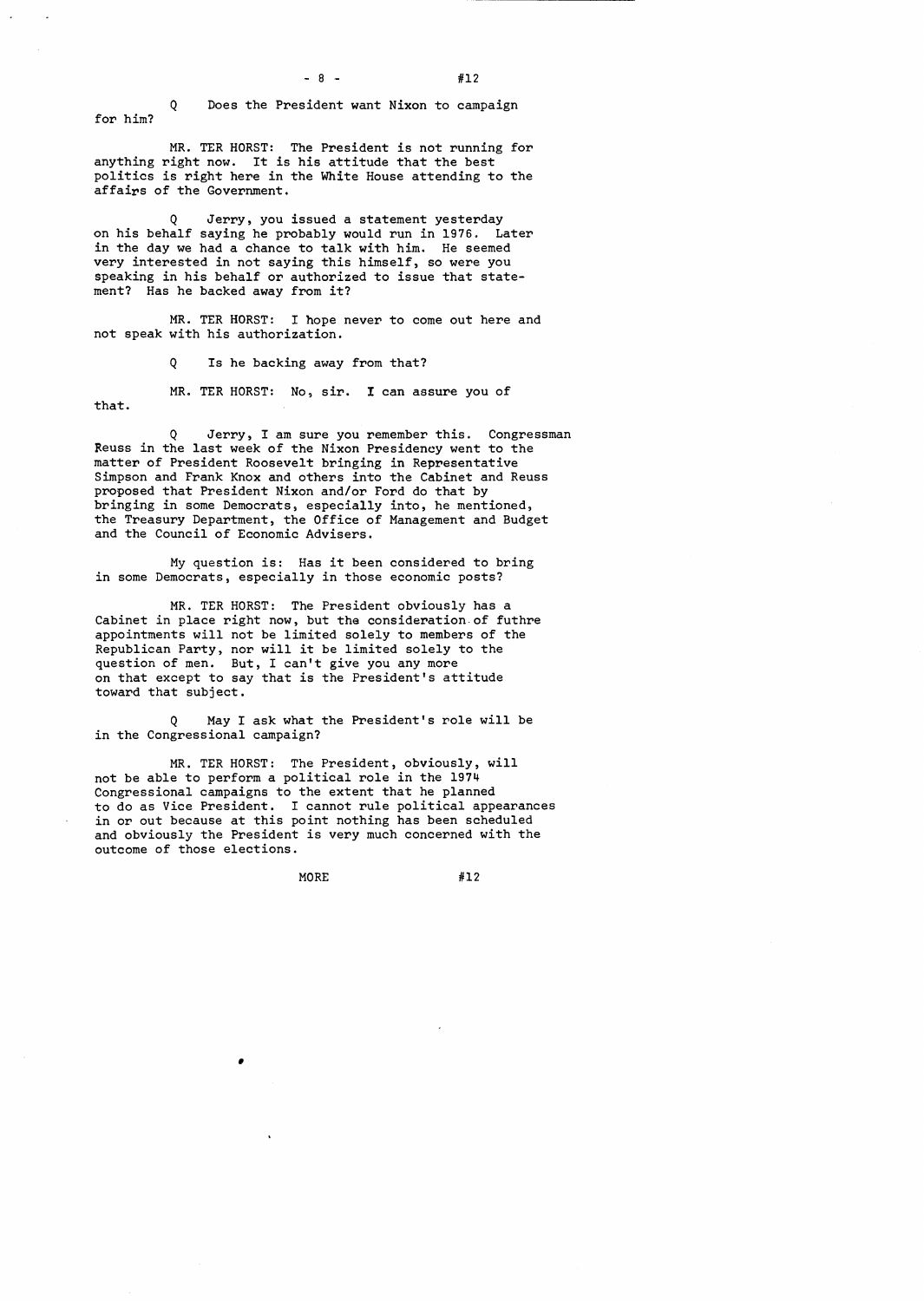Q Does the President want Nixon to campaign for him?

MR. TER HORST: The President is not running for anything right now. It is his attitude that the best politics is right here in the White House attending to the affairs of the Government.

Q Jerry, you issued a statement yesterday on his behalf saying he probably would run in 1976. Later in the day we had a chance to talk with him. He seemed very interested in not saying this himself, so were you speaking in his behalf or authorized to issue that statement? Has he backed away from it?

MR. TER HORST: I hope never to come out here and not speak with his authorization.

Q Is he backing away from that?

MR. TER HORST: No, sir. I can assure you of that.

Q Jerry, I am sure you remember this. Congressman Reuss in the last week of the Nixon Presidency went to the matter of President Roosevelt bringing in Representative Simpson and Frank Knox and others into the Cabinet and Reuss proposed that President Nixon and/or Ford do that by bringing in some Democrats, especially into, he mentioned, the Treasury Department, the Office of Management and Budget and the Council of Economic Advisers.

My question is: Has it been considered to bring in some Democrats, especially in those economic posts?

MR. TER HORST: The President obviously has a Cabinet in place right now, but the consideration of futhre appointments will not be limited solely to members of the Republican Party, nor will it be limited solely to the question of men. But, I can't give you any more on that except to say that is the President's attitude toward that subject.

Q May I ask what the President's role will be in the Congressional campaign?

MR. TER HORST: The President, obviously, will not be able to perform a political role in the 1974 Congressional campaigns to the extent that he planned to do as Vice President. I cannot rule political appearances in or out because at this point nothing has been scheduled and obviously the President is very much concerned with the outcome of those elections.

MORE #12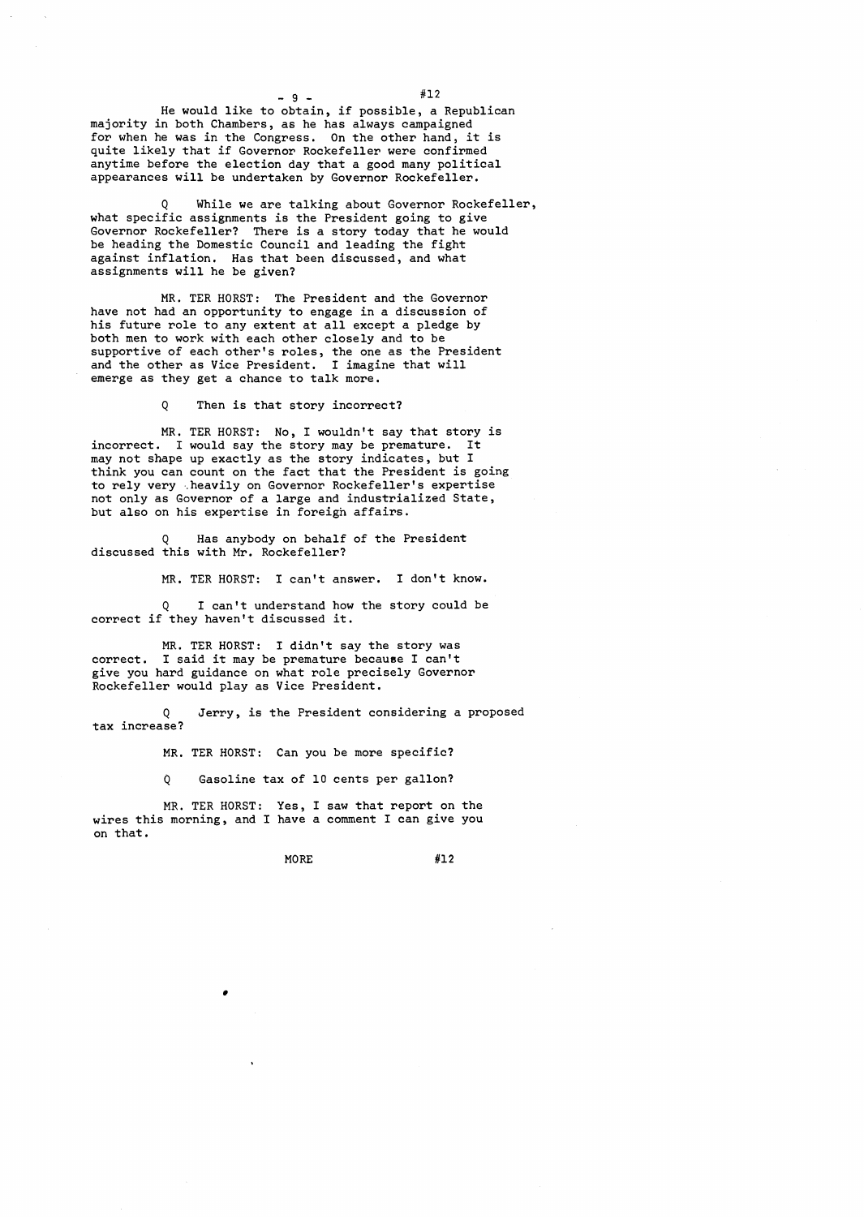He would like to obtain, if possible, a Republican majority in both Chambers, as he has always campaigned for when he was in the Congress. On the other hand, it is quite likely that if Governor Rockefeller were confirmed anytime before the election day that a good many political appearances will be undertaken by Governor Rockefeller.

Q While we are talking about Governor Rockefeller, what specific assignments is the President going to give Governor Rockefeller? There is a story today that he would be heading the Domestic Council and leading the fight against inflation. Has that been discussed, and what assignments will he be given?

MR. TER HORST: The President and the Governor have not had an opportunity to engage in a discussion of his future role to any extent at all except a pledge by both men to work with each other closely and to be supportive of each other's roles, the one as the President and the other as Vice President. I imagine that will emerge as they get a chance to talk more.

Q Then is that story incorrect?

MR. TER HORST: No, I wouldn't say that story is incorrect. I would say the story may be premature. It may not shape up exactly as the story indicates, but I think you can count on the fact that the President is going to rely very heavily on Governor Rockefeller's expertise not only as Governor of a large and industrialized State, but also on his expertise in foreign affairs.

Q Has anybody on behalf of the President discussed this with Mr. Rockefeller?

MR. TER HORST: I can't answer. I don't know.

Q I can't understand how the story could be correct if they haven't discussed it.

MR. TER HORST: I didn't say the story was correct. I said it may be premature because I can't give you hard guidance on what role precisely Governor Rockefeller would play as Vice President.

Q Jerry, is the President considering a proposed tax increase?

MR. TER HORST: Can you be more specific?

Q Gasoline tax of 10 cents per gallon?

MR. TER HORST: Yes, I saw that report on the wires this morning, and I have a comment I can give you on that.

MORE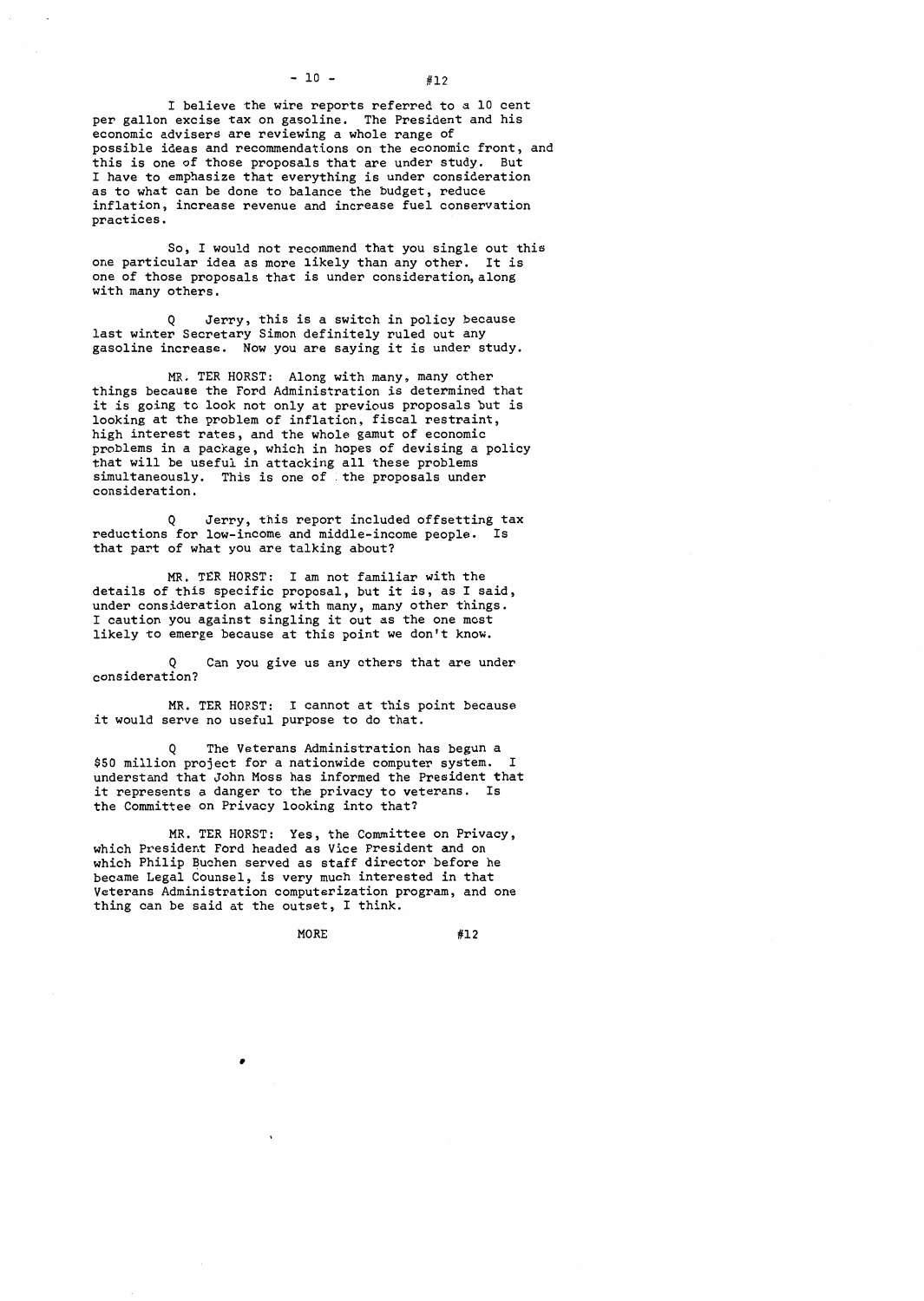I believe the wire reports referred to a 10 cent per gallon excise tax on gasoline. The President and his economic advisers are reviewing a whole range of possible ideas and recommendations on the economic front, and this is one of those proposals that are under study. But I have to emphasize that everything is under consideration as to what can be done to balance the budget, reduce inflation, increase revenue and increase fuel conservation practices.

So, I would not recommend that you single out this one particular idea as more likely than any other. It is one of those proposals that is under consideration, along with many others.

Q Jerry, this is a switch in policy because last winter Secretary Simon definitely ruled out any gasoline increase. Now you are saying it is under study.

MR. TER HORST: Along with many, many other things because the Ford Administration is determined that it is going to look not only at previous proposals but is looking at the problem of inflation, fiscal restraint, high interest rates, and the whole gamut of economic problems in a package, which in hopes of devising a policy that will be useful in attacking all these problems simultaneously. This is one of the proposals under consideration.

Q Jerry, this report included offsetting tax reductions for low-income and middle-income people. Is that part of what you are talking about?

MR. TER HORST: I am not familiar with the details of this specific proposal, but it is, as I said, under consideration along with many, many other things. I caution you against singling it out as the one most likely to emerge because at this point we don't know.

Q Can you give us any others that are under consideration?

MR. TER HORST: I cannot at this point because it would serve no useful purpose to do that.

Q The Veterans Administration has begun a $50 million project for a nationwide computer system. I understand that John Moss has informed the President that it represents a danger to the privacy to veterans. Is the Committee on Privacy looking into that?

MR. TER HORST: Yes, the Committee on Privacy, which President Ford headed as Vice President and on which Philip Buchen served as staff director before he became Legal Counsel, is very much interested in that Veterans Administration computerization program, and one thing can be said at the outset, I think.

MORE #12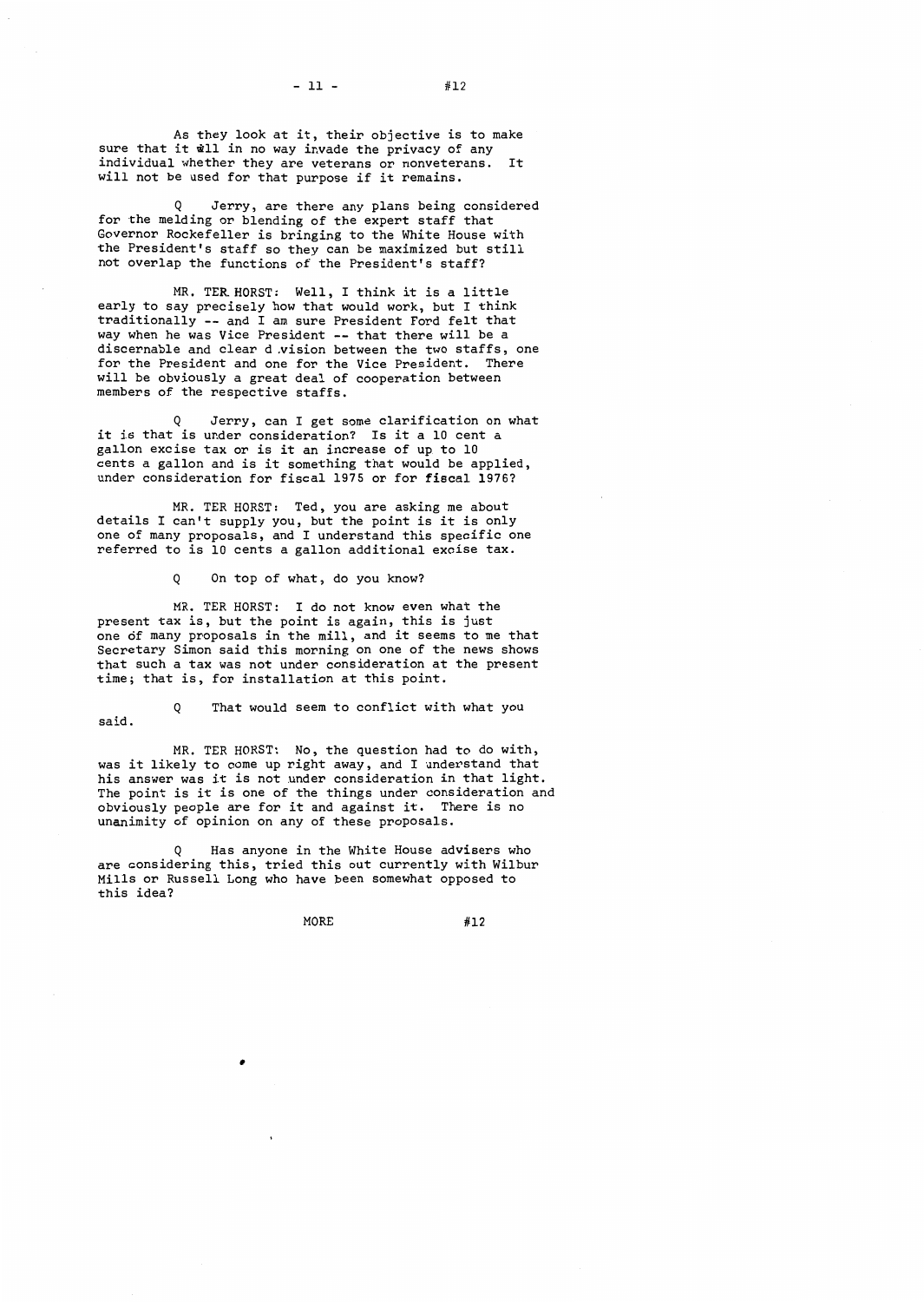As they look at it, their objective is to make sure that it will in no way invade the privacy of any individual whether they are veterans or nonveterans. It will not be used for that purpose if it remains.

Q Jerry, are there any plans being considered for the melding or blending of the expert staff that Governor Rockefeller is bringing to the White House with the President's staff so they can be maximized but still not overlap the functions of the President's staff?

MR. TER HORST: Well, I think it is a little early to say precisely how that would work, but I think traditionally -- and I am sure President Ford felt that way when he was Vice President -- that there will be a discernable and clear division between the two staffs, one for the President and one for the Vice President. There will be obviously a great deal of cooperation between members of the respective staffs.

Q Jerry, can I get some clarification on what it is that is under consideration? Is it a 10 cent a gallon excise tax or is it an increase of up to 10 cents a gallon and is it something that would be applied, under consideration for fiscal 1975 or for fiscal 1976?

MR. TER HORST: Ted, you are asking me about details I can't supply you, but the point is it is only one of many proposals, and I understand this specific one referred to is 10 cents a gallon additional excise tax.

Q On top of what, do you know?

MR. TER HORST: I do not know even what the present tax is, but the point is again, this is just one of many proposals in the mill, and it seems to me that Secretary Simon said this morning on one of the news shows that such a tax was not under consideration at the present time; that is, for installation at this point.

Q That would seem to conflict with what you said.

MR. TER HORST: No, the question had to do with, was it likely to come up right away, and I understand that his answer was it is not under consideration in that light. The point is it is one of the things under consideration and obviously people are for it and against it. There is no unanimity of opinion on any of these proposals.

Q Has anyone in the White House advisers who are considering this, tried this out currently with Wilbur Mills or Russell Long who have been somewhat opposed to this idea?

MORE #12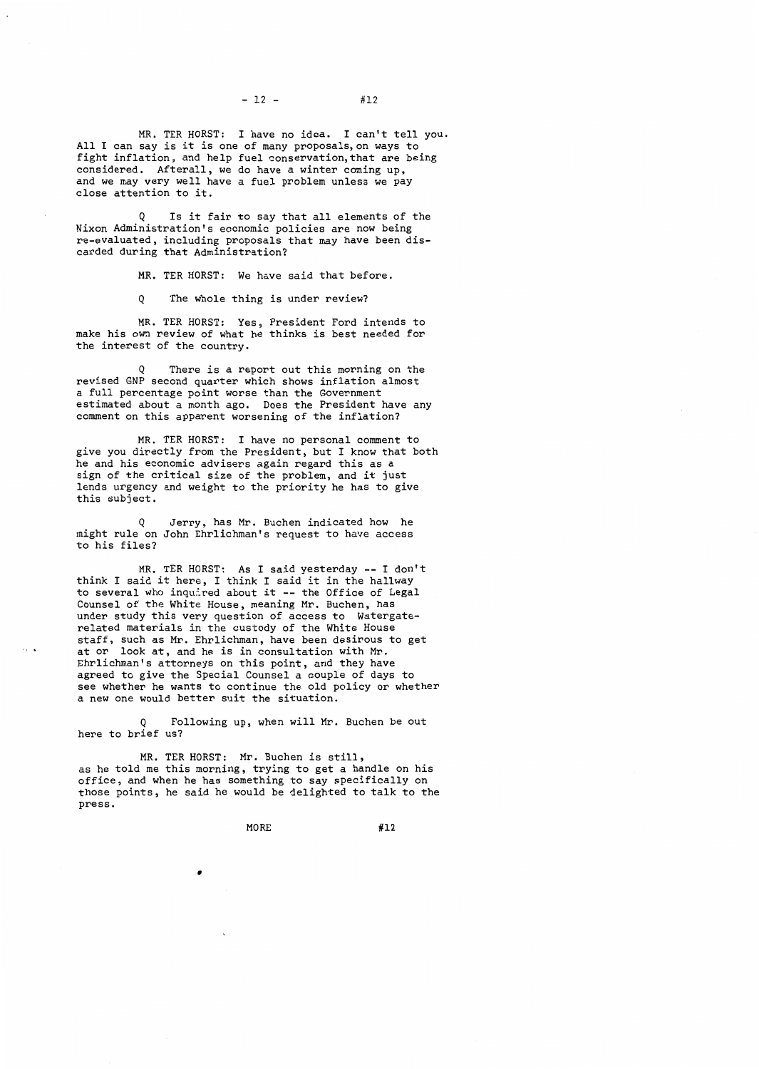MR. TER HORST: I have no idea. I can't tell you. All I can say is it is one of many proposals, on ways to fight inflation, and help fuel conservation, that are being considered. Afterall, we do have a winter coming up, and we may very well have a fuel problem unless we pay close attention to it.

Q Is it fair to say that all elements of the Nixon Administration's economic policies are now being re-evaluated, including proposals that may have been discarded during that Administration?

MR. TER HORST: We have said that before.

Q The whole thing is under review?

MR. TER HORST: Yes, President Ford intends to make his own review of what he thinks is best needed for the interest of the country.

Q There is a report out this morning on the revised GNP second quarter which shows inflation almost a full percentage point worse than the Government estimated about a month ago. Does the President have any comment on this apparent worsening of the inflation?

MR. TER HORST: I have no personal comment to give you directly from the President, but I know that both he and his economic advisers again regard this as a sign of the critical size of the problem, and it just lends urgency and weight to the priority he has to give this subject.

Q Jerry, has Mr. Buchen indicated how he might rule on John Ehrlichman's request to have access to his files?

MR. TER HORST: As I said yesterday -- I don't think I said it here, I think I said it in the hallway to several who inquired about it -- the Office of Legal Counsel of the White House, meaning Mr. Buchen, has under study this very question of access to Watergate-related materials in the custody of the White House staff, such as Mr. Ehrlichman, have been desirous to get at or look at, and he is in consultation with Mr. Ehrlichman's attorneys on this point, and they have agreed to give the Special Counsel a couple of days to see whether he wants to continue the old policy or whether a new one would better suit the situation.

Q Following up, when will Mr. Buchen be out here to brief us?

MR. TER HORST: Mr. Buchen is still, as he told me this morning, trying to get a handle on his office, and when he has something to say specifically on those points, he said he would be delighted to talk to the press.

MORE #12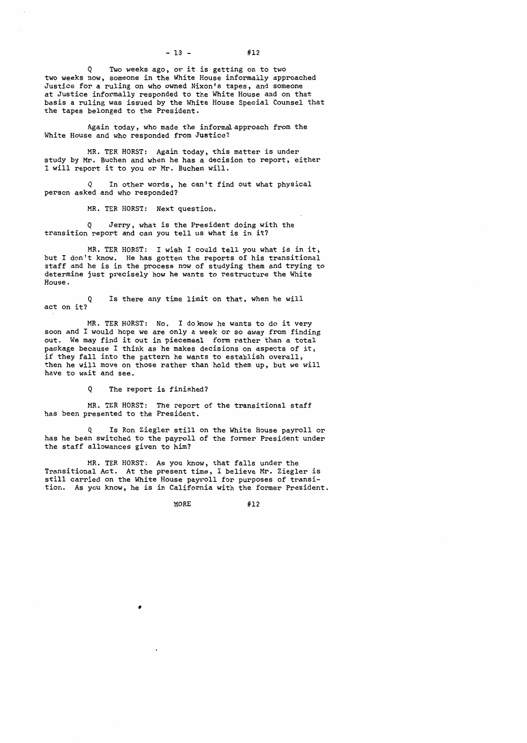Q Two weeks ago, or it is getting on to two two weeks now, someone in the White House informally approached Justice for a ruling on who owned Nixon's tapes, and someone at Justice informally responded to the White House and on that basis a ruling was issued by the White House Special Counsel that the tapes belonged to the President.

Again today, who made the informal approach from the White House and who responded from Justice?

MR. TER HORST: Again today, this matter is under study by Mr. Buchen and when he has a decision to report, either I will report it to you or Mr. Buchen will.

Q In other words, he can't find out what physical person asked and who responded?

MR. TER HORST: Next question.

Q Jerry, what is the President doing with the transition report and can you tell us what is in it?

MR. TER HORST: I wish I could tell you what is in it, but I don't know. He has gotten the reports of his transitional staff and he is in the process now of studying them and trying to determine just precisely how he wants to restructure the White House.

Q Is there any time limit on that, when he will act on it?

MR. TER HORST: No. I do know he wants to do it very soon and I would hope we are only a week or so away from finding out. We may find it out in piecemeal form rather than a total package because I think as he makes decisions on aspects of it, if they fall into the pattern he wants to establish overall, then he will move on those rather than hold them up, but we will have to wait and see.

Q The report is finished?

MR. TER HORST: The report of the transitional staff has been presented to the President.

Q Is Ron Ziegler still on the White House payroll or has he been switched to the payroll of the former President under the staff allowances given to him?

MR. TER HORST: As you know, that falls under the Transitional Act. At the present time, I believe Mr. Ziegler is still carried on the White House payroll for purposes of transition. As you know, he is in California with the former President.

MORE #12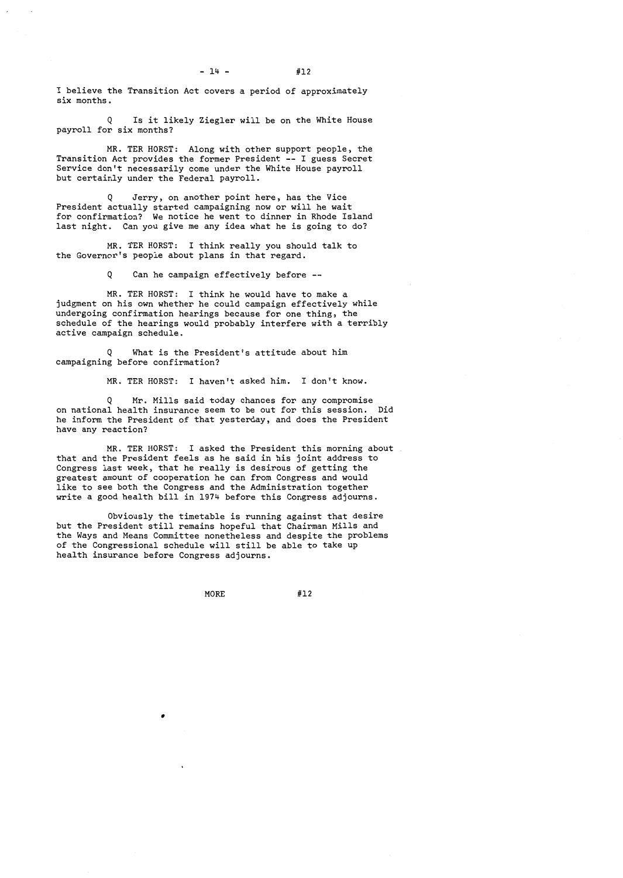I believe the Transition Act covers a period of approximately six months.

Q Is it likely Ziegler will be on the White House payroll for six months?

MR. TER HORST: Along with other support people, the Transition Act provides the former President -- I guess Secret Service don't necessarily come under the White House payroll but certainly under the Federal payroll.

Q Jerry, on another point here, has the Vice President actually started campaigning now or will he wait for confirmation? We notice he went to dinner in Rhode Island last night. Can you give me any idea what he is going to do?

MR. TER HORST: I think really you should talk to the Governor's people about plans in that regard.

Q Can he campaign effectively before --

MR. TER HORST: I think he would have to make a judgment on his own whether he could campaign effectively while undergoing confirmation hearings because for one thing, the schedule of the hearings would probably interfere with a terribly active campaign schedule.

Q What is the President's attitude about him campaigning before confirmation?

MR. TER HORST: I haven't asked him. I don't know.

Q Mr. Mills said today chances for any compromise on national health insurance seem to be out for this session. Did he inform the President of that yesterday, and does the President have any reaction?

MR. TER HORST: I asked the President this morning about that and the President feels as he said in his joint address to Congress last week, that he really is desirous of getting the greatest amount of cooperation he can from Congress and would like to see both the Congress and the Administration together write a good health bill in 1974 before this Congress adjourns.

Obviously the timetable is running against that desire but the President still remains hopeful that Chairman Mills and the Ways and Means Committee nonetheless and despite the problems of the Congressional schedule will still be able to take up health insurance before Congress adjourns.

MORE #12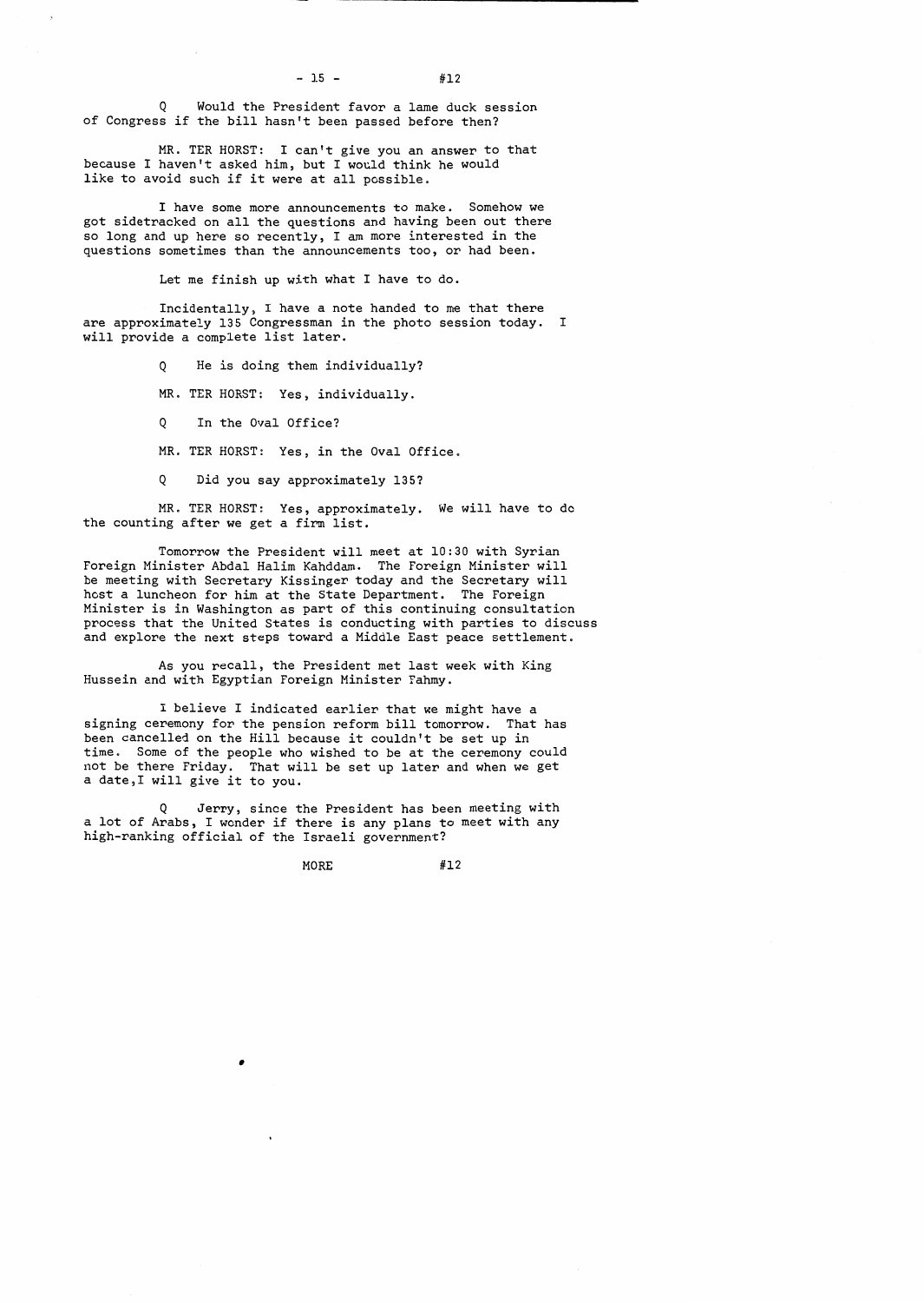Q Would the President favor a lame duck session of Congress if the bill hasn't been passed before then?

MR. TER HORST: I can't give you an answer to that because I haven't asked him, but I would think he would like to avoid such if it were at all possible.

I have some more announcements to make. Somehow we got sidetracked on all the questions and having been out there so long and up here so recently, I am more interested in the questions sometimes than the announcements too, or had been.

Let me finish up with what I have to do.

Incidentally, I have a note handed to me that there are approximately 135 Congressman in the photo session today. I will provide a complete list later.

Q He is doing them individually?

MR. TER HORST: Yes, individually.

Q In the Oval Office?

MR. TER HORST: Yes, in the Oval Office.

Q Did you say approximately 135?

MR. TER HORST: Yes, approximately. We will have to do the counting after we get a firm list.

Tomorrow the President will meet at 10:30 with Syrian Foreign Minister Abdal Halim Kahddam. The Foreign Minister will be meeting with Secretary Kissinger today and the Secretary will host a luncheon for him at the State Department. The Foreign Minister is in Washington as part of this continuing consultation process that the United States is conducting with parties to discuss and explore the next steps toward a Middle East peace settlement.

As you recall, the President met last week with King Hussein and with Egyptian Foreign Minister Fahmy.

I believe I indicated earlier that we might have a signing ceremony for the pension reform bill tomorrow. That has been cancelled on the Hill because it couldn't be set up in time. Some of the people who wished to be at the ceremony could not be there Friday. That will be set up later and when we get a date,I will give it to you.

Q Jerry, since the President has been meeting with a lot of Arabs, I wonder if there is any plans to meet with any high-ranking official of the Israeli government?

MORE #12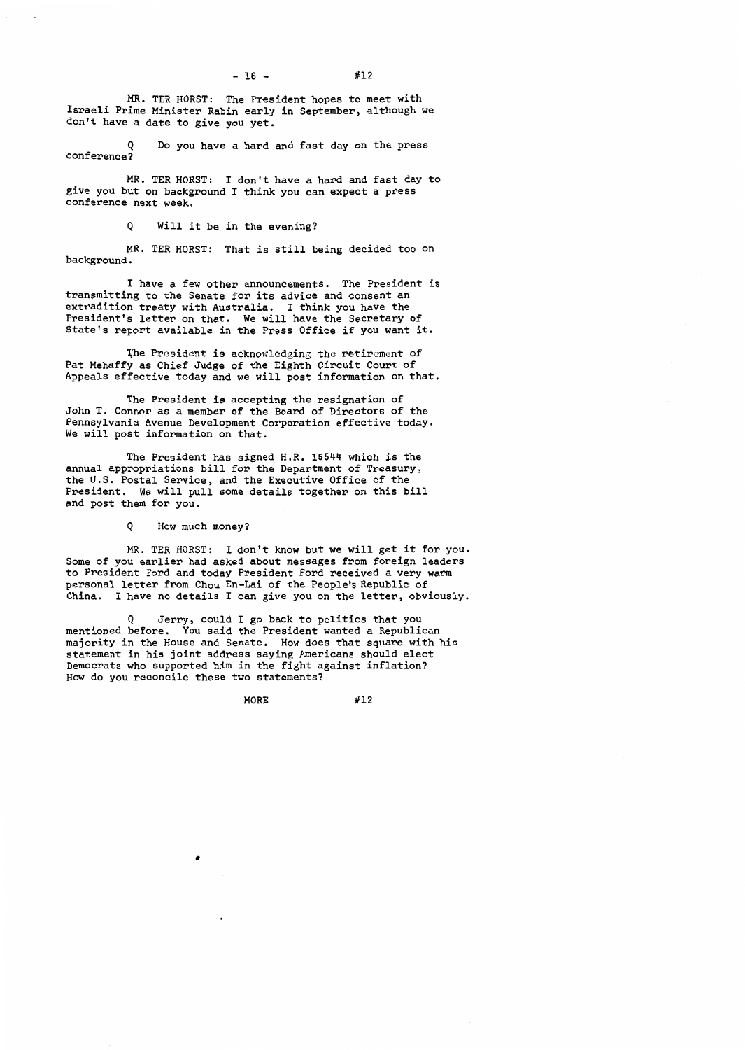MR. TER HORST: The President hopes to meet with Israeli Prime Minister Rabin early in September, although we don't have a date to give you yet.

Q Do you have a hard and fast day on the press conference?

MR. TER HORST: I don't have a hard and fast day to give you but on background I think you can expect a press conference next week.

Q Will it be in the evening?

MR. TER HORST: That is still being decided too on background.

I have a few other announcements. The President is transmitting to the Senate for its advice and consent an extradition treaty with Australia. I think you have the President's letter on that. We will have the Secretary of State's report available in the Press Office if you want it.

The President is acknowledging the retirement of Pat Mehaffy as Chief Judge of the Eighth Circuit Court of Appeals effective today and we will post information on that.

The President is accepting the resignation of John T. Connor as a member of the Board of Directors of the Pennsylvania Avenue Development Corporation effective today. We will post information on that.

The President has signed H.R. 15544 which is the annual appropriations bill for the Department of Treasury, the U.S. Postal Service, and the Executive Office of the President. We will pull some details together on this bill and post them for you.

Q How much money?

MR. TER HORST: I don't know but we will get it for you. Some of you earlier had asked about messages from foreign leaders to President Ford and today President Ford received a very warm personal letter from Chou En-Lai of the People's Republic of China. I have no details I can give you on the letter, obviously.

Q Jerry, could I go back to politics that you mentioned before. You said the President wanted a Republican majority in the House and Senate. How does that square with his statement in his joint address saying Americans should elect Democrats who supported him in the fight against inflation? How do you reconcile these two statements?

MORE #12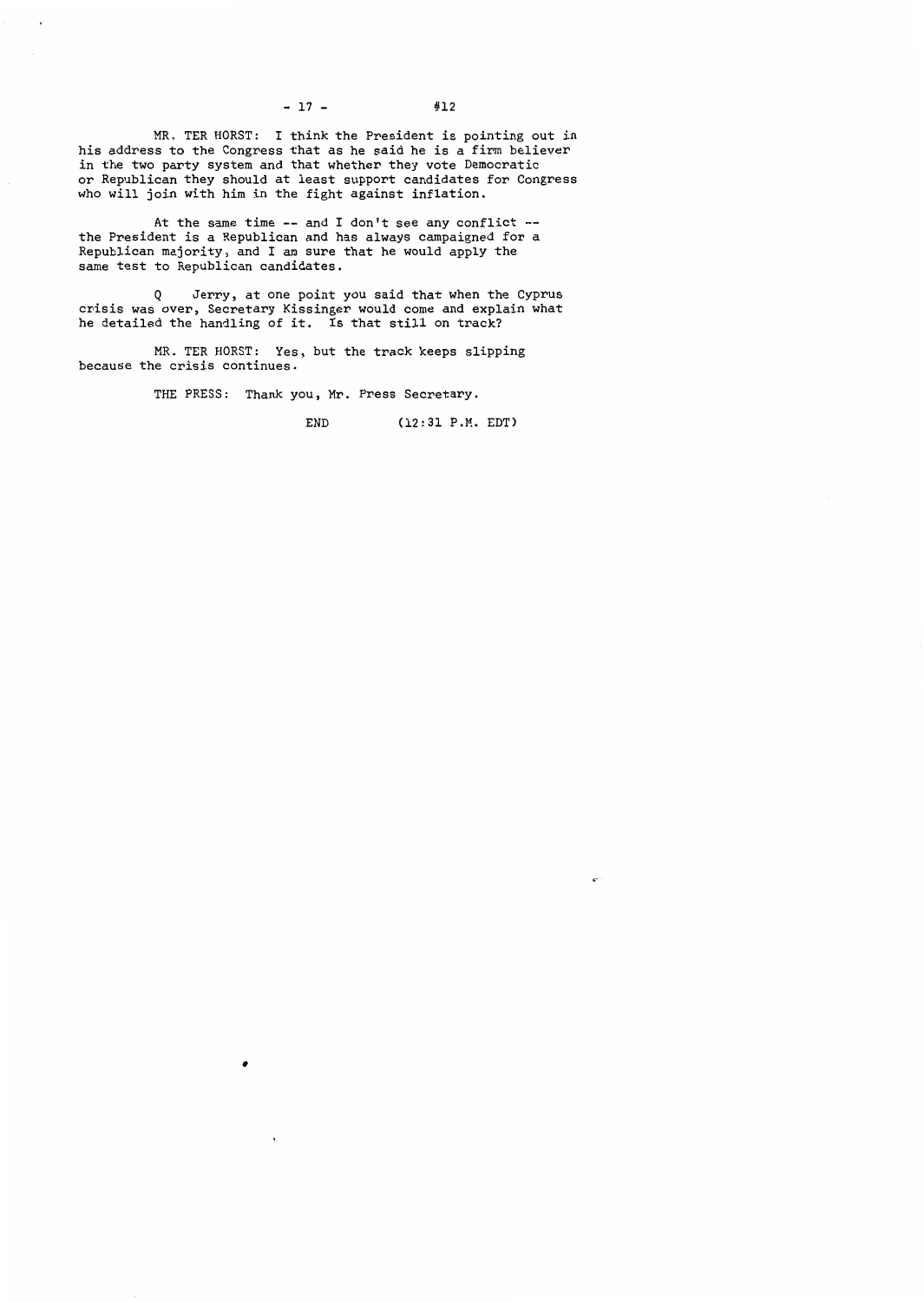#12

MR. TER HORST: I think the President is pointing out in his address to the Congress that as he said he is a firm believer in the two party system and that whether they vote Democratic or Republican they should at least support candidates for Congress who will join with him in the fight against inflation.

At the same time -- and I don't see any conflict -- the President is a Republican and has always campaigned for a Republican majority, and I am sure that he would apply the same test to Republican candidates.

Q Jerry, at one point you said that when the Cyprus crisis was over, Secretary Kissinger would come and explain what he detailed the handling of it. Is that still on track?

MR. TER HORST: Yes, but the track keeps slipping because the crisis continues.

THE PRESS: Thank you, Mr. Press Secretary.

END (12:31 P.M. EDT)